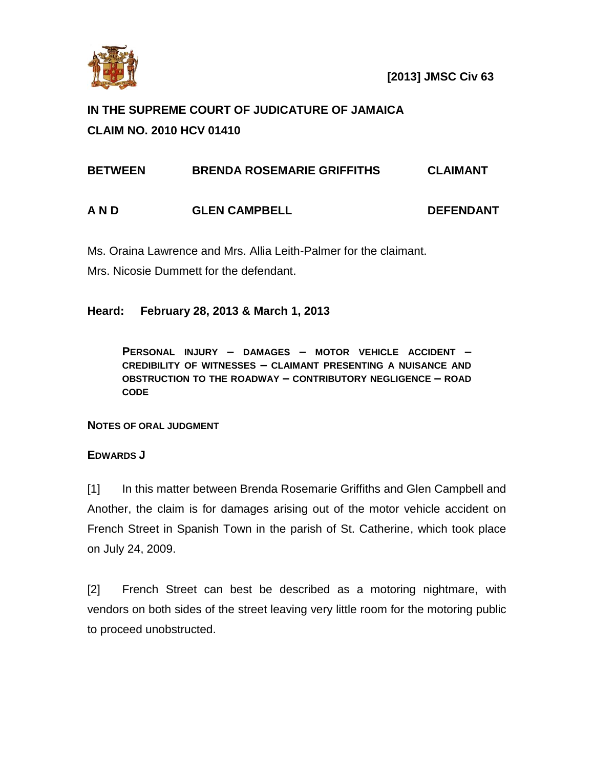**[2013] JMSC Civ 63**

**IN THE SUPREME COURT OF JUDICATURE OF JAMAICA**

**CLAIM NO. 2010 HCV 01410**

| | | |
|---|---|---|
| **BETWEEN** | **BRENDA ROSEMARIE GRIFFITHS** | **CLAIMANT** |
| **A N D** | **GLEN CAMPBELL** | **DEFENDANT** |

Ms. Oraina Lawrence and Mrs. Allia Leith-Palmer for the claimant.

Mrs. Nicosie Dummett for the defendant.

**Heard: February 28, 2013 & March 1, 2013**

> **PERSONAL INJURY – DAMAGES – MOTOR VEHICLE ACCIDENT – CREDIBILITY OF WITNESSES – CLAIMANT PRESENTING A NUISANCE AND OBSTRUCTION TO THE ROADWAY – CONTRIBUTORY NEGLIGENCE – ROAD CODE**

**NOTES OF ORAL JUDGMENT**

**EDWARDS J**

[1] In this matter between Brenda Rosemarie Griffiths and Glen Campbell and Another, the claim is for damages arising out of the motor vehicle accident on French Street in Spanish Town in the parish of St. Catherine, which took place on July 24, 2009.

[2] French Street can best be described as a motoring nightmare, with vendors on both sides of the street leaving very little room for the motoring public to proceed unobstructed.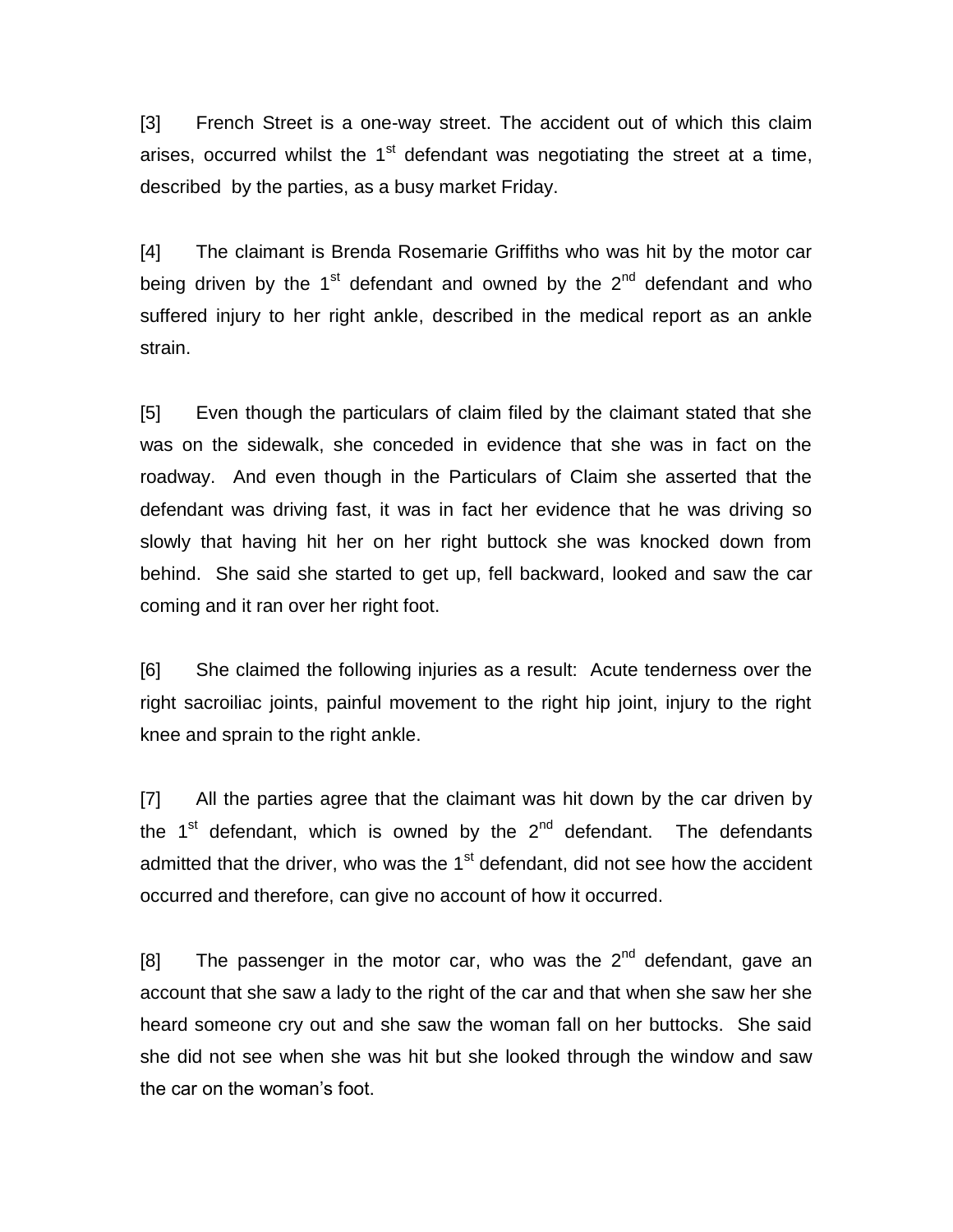[3] French Street is a one-way street. The accident out of which this claim arises, occurred whilst the 1st defendant was negotiating the street at a time, described by the parties, as a busy market Friday.

[4] The claimant is Brenda Rosemarie Griffiths who was hit by the motor car being driven by the 1st defendant and owned by the 2nd defendant and who suffered injury to her right ankle, described in the medical report as an ankle strain.

[5] Even though the particulars of claim filed by the claimant stated that she was on the sidewalk, she conceded in evidence that she was in fact on the roadway. And even though in the Particulars of Claim she asserted that the defendant was driving fast, it was in fact her evidence that he was driving so slowly that having hit her on her right buttock she was knocked down from behind. She said she started to get up, fell backward, looked and saw the car coming and it ran over her right foot.

[6] She claimed the following injuries as a result: Acute tenderness over the right sacroiliac joints, painful movement to the right hip joint, injury to the right knee and sprain to the right ankle.

[7] All the parties agree that the claimant was hit down by the car driven by the 1st defendant, which is owned by the 2nd defendant. The defendants admitted that the driver, who was the 1st defendant, did not see how the accident occurred and therefore, can give no account of how it occurred.

[8] The passenger in the motor car, who was the 2nd defendant, gave an account that she saw a lady to the right of the car and that when she saw her she heard someone cry out and she saw the woman fall on her buttocks. She said she did not see when she was hit but she looked through the window and saw the car on the woman's foot.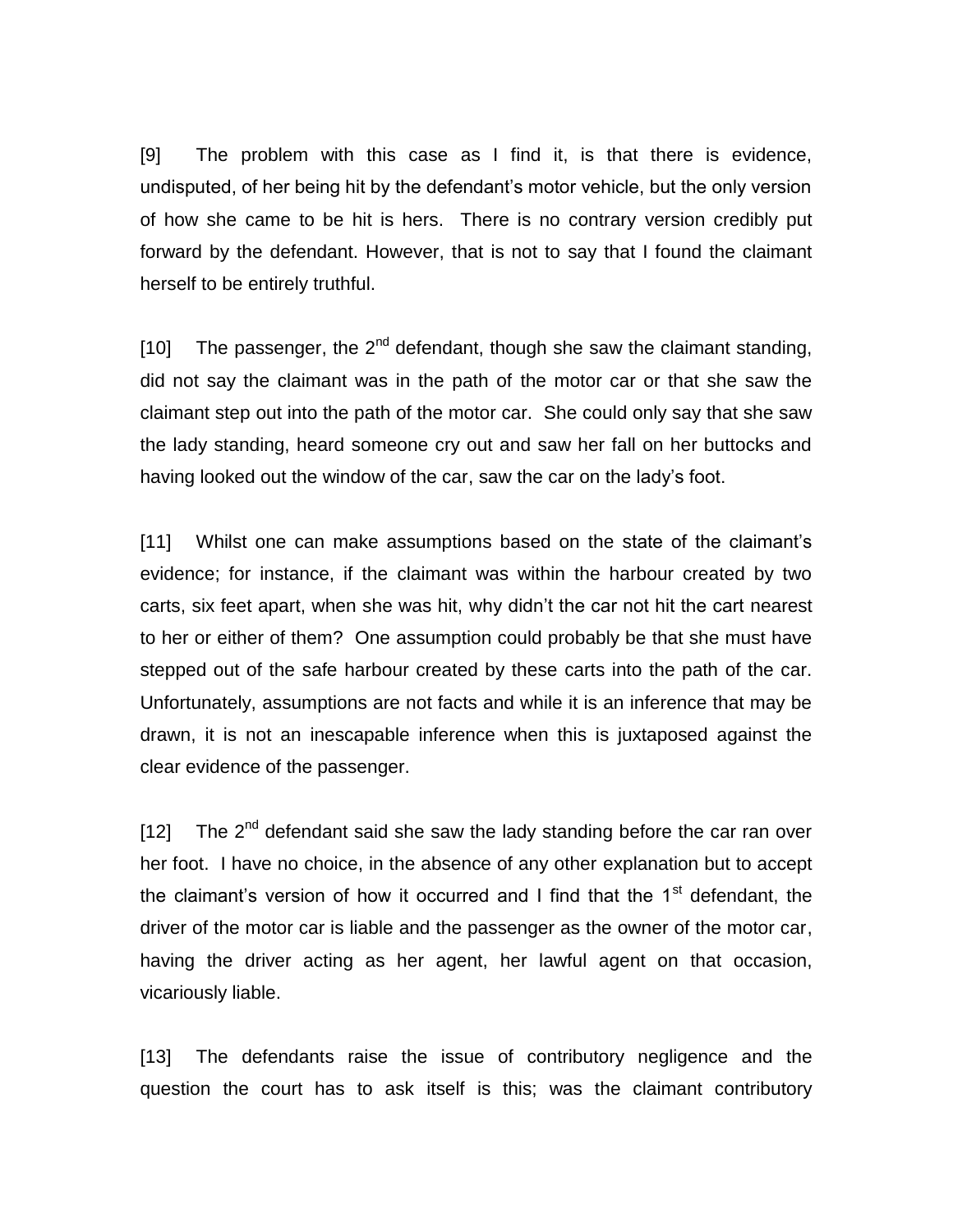[9] The problem with this case as I find it, is that there is evidence, undisputed, of her being hit by the defendant's motor vehicle, but the only version of how she came to be hit is hers. There is no contrary version credibly put forward by the defendant. However, that is not to say that I found the claimant herself to be entirely truthful.

[10] The passenger, the 2nd defendant, though she saw the claimant standing, did not say the claimant was in the path of the motor car or that she saw the claimant step out into the path of the motor car. She could only say that she saw the lady standing, heard someone cry out and saw her fall on her buttocks and having looked out the window of the car, saw the car on the lady's foot.

[11] Whilst one can make assumptions based on the state of the claimant's evidence; for instance, if the claimant was within the harbour created by two carts, six feet apart, when she was hit, why didn't the car not hit the cart nearest to her or either of them? One assumption could probably be that she must have stepped out of the safe harbour created by these carts into the path of the car. Unfortunately, assumptions are not facts and while it is an inference that may be drawn, it is not an inescapable inference when this is juxtaposed against the clear evidence of the passenger.

[12] The 2nd defendant said she saw the lady standing before the car ran over her foot. I have no choice, in the absence of any other explanation but to accept the claimant's version of how it occurred and I find that the 1st defendant, the driver of the motor car is liable and the passenger as the owner of the motor car, having the driver acting as her agent, her lawful agent on that occasion, vicariously liable.

[13] The defendants raise the issue of contributory negligence and the question the court has to ask itself is this; was the claimant contributory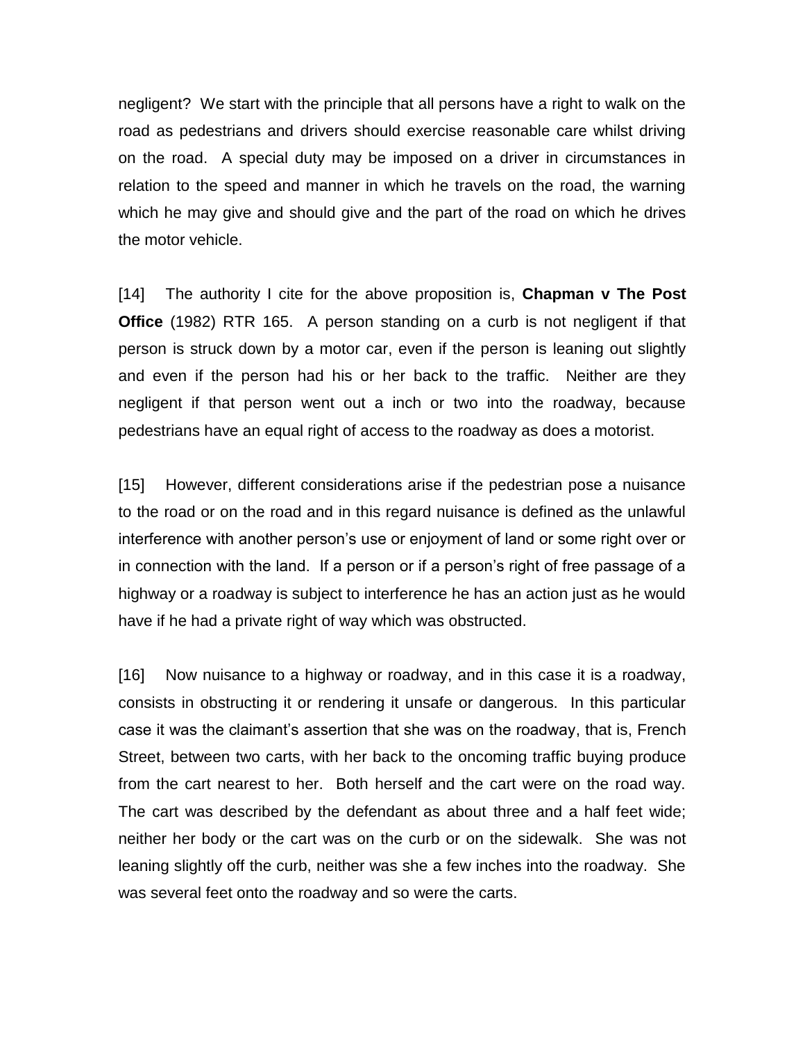negligent? We start with the principle that all persons have a right to walk on the road as pedestrians and drivers should exercise reasonable care whilst driving on the road. A special duty may be imposed on a driver in circumstances in relation to the speed and manner in which he travels on the road, the warning which he may give and should give and the part of the road on which he drives the motor vehicle.

[14] The authority I cite for the above proposition is, **Chapman v The Post Office** (1982) RTR 165. A person standing on a curb is not negligent if that person is struck down by a motor car, even if the person is leaning out slightly and even if the person had his or her back to the traffic. Neither are they negligent if that person went out a inch or two into the roadway, because pedestrians have an equal right of access to the roadway as does a motorist.

[15] However, different considerations arise if the pedestrian pose a nuisance to the road or on the road and in this regard nuisance is defined as the unlawful interference with another person's use or enjoyment of land or some right over or in connection with the land. If a person or if a person's right of free passage of a highway or a roadway is subject to interference he has an action just as he would have if he had a private right of way which was obstructed.

[16] Now nuisance to a highway or roadway, and in this case it is a roadway, consists in obstructing it or rendering it unsafe or dangerous. In this particular case it was the claimant's assertion that she was on the roadway, that is, French Street, between two carts, with her back to the oncoming traffic buying produce from the cart nearest to her. Both herself and the cart were on the road way. The cart was described by the defendant as about three and a half feet wide; neither her body or the cart was on the curb or on the sidewalk. She was not leaning slightly off the curb, neither was she a few inches into the roadway. She was several feet onto the roadway and so were the carts.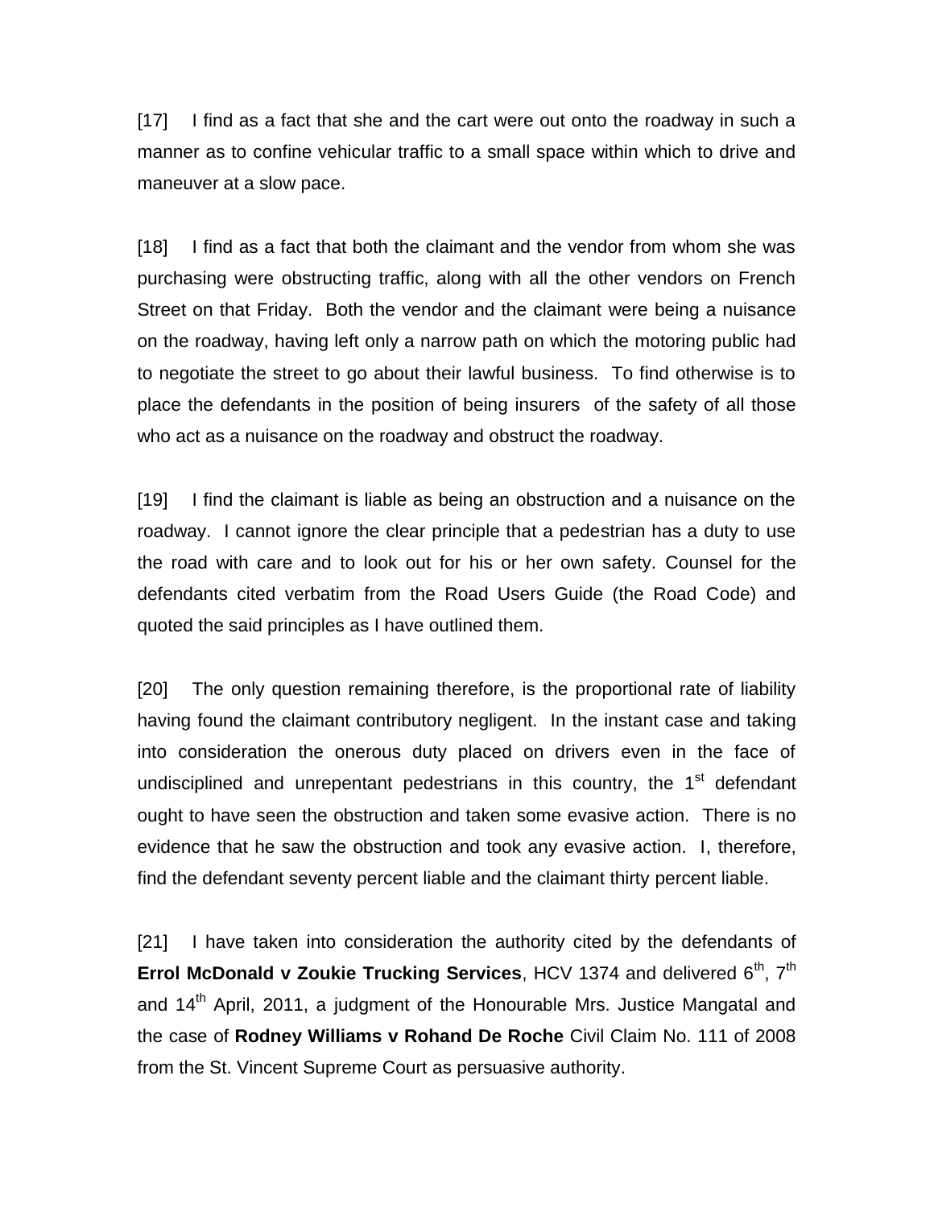[17] I find as a fact that she and the cart were out onto the roadway in such a manner as to confine vehicular traffic to a small space within which to drive and maneuver at a slow pace.

[18] I find as a fact that both the claimant and the vendor from whom she was purchasing were obstructing traffic, along with all the other vendors on French Street on that Friday. Both the vendor and the claimant were being a nuisance on the roadway, having left only a narrow path on which the motoring public had to negotiate the street to go about their lawful business. To find otherwise is to place the defendants in the position of being insurers of the safety of all those who act as a nuisance on the roadway and obstruct the roadway.

[19] I find the claimant is liable as being an obstruction and a nuisance on the roadway. I cannot ignore the clear principle that a pedestrian has a duty to use the road with care and to look out for his or her own safety. Counsel for the defendants cited verbatim from the Road Users Guide (the Road Code) and quoted the said principles as I have outlined them.

[20] The only question remaining therefore, is the proportional rate of liability having found the claimant contributory negligent. In the instant case and taking into consideration the onerous duty placed on drivers even in the face of undisciplined and unrepentant pedestrians in this country, the 1st defendant ought to have seen the obstruction and taken some evasive action. There is no evidence that he saw the obstruction and took any evasive action. I, therefore, find the defendant seventy percent liable and the claimant thirty percent liable.

[21] I have taken into consideration the authority cited by the defendants of **Errol McDonald v Zoukie Trucking Services**, HCV 1374 and delivered 6th, 7th and 14th April, 2011, a judgment of the Honourable Mrs. Justice Mangatal and the case of **Rodney Williams v Rohand De Roche** Civil Claim No. 111 of 2008 from the St. Vincent Supreme Court as persuasive authority.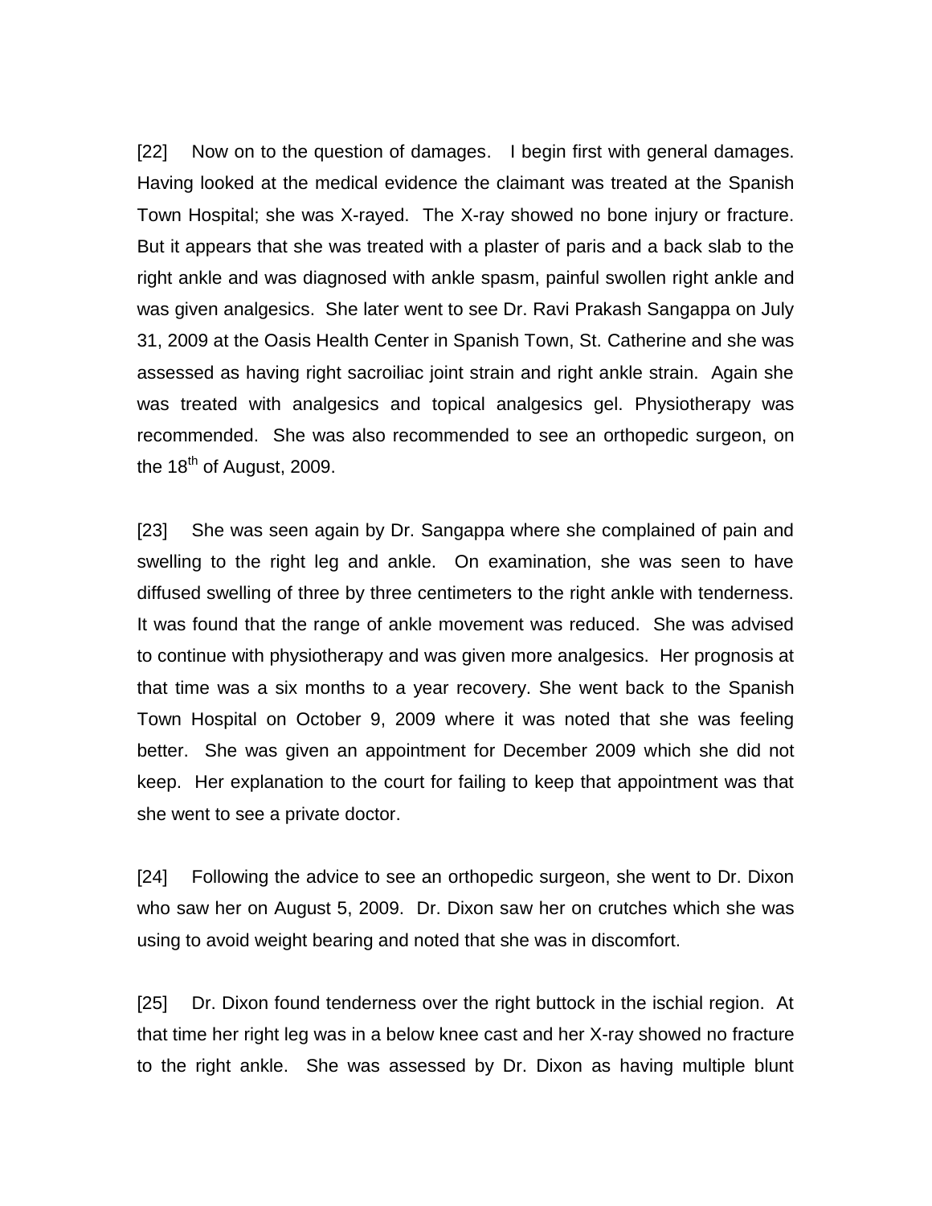[22] Now on to the question of damages. I begin first with general damages. Having looked at the medical evidence the claimant was treated at the Spanish Town Hospital; she was X-rayed. The X-ray showed no bone injury or fracture. But it appears that she was treated with a plaster of paris and a back slab to the right ankle and was diagnosed with ankle spasm, painful swollen right ankle and was given analgesics. She later went to see Dr. Ravi Prakash Sangappa on July 31, 2009 at the Oasis Health Center in Spanish Town, St. Catherine and she was assessed as having right sacroiliac joint strain and right ankle strain. Again she was treated with analgesics and topical analgesics gel. Physiotherapy was recommended. She was also recommended to see an orthopedic surgeon, on the 18th of August, 2009.

[23] She was seen again by Dr. Sangappa where she complained of pain and swelling to the right leg and ankle. On examination, she was seen to have diffused swelling of three by three centimeters to the right ankle with tenderness. It was found that the range of ankle movement was reduced. She was advised to continue with physiotherapy and was given more analgesics. Her prognosis at that time was a six months to a year recovery. She went back to the Spanish Town Hospital on October 9, 2009 where it was noted that she was feeling better. She was given an appointment for December 2009 which she did not keep. Her explanation to the court for failing to keep that appointment was that she went to see a private doctor.

[24] Following the advice to see an orthopedic surgeon, she went to Dr. Dixon who saw her on August 5, 2009. Dr. Dixon saw her on crutches which she was using to avoid weight bearing and noted that she was in discomfort.

[25] Dr. Dixon found tenderness over the right buttock in the ischial region. At that time her right leg was in a below knee cast and her X-ray showed no fracture to the right ankle. She was assessed by Dr. Dixon as having multiple blunt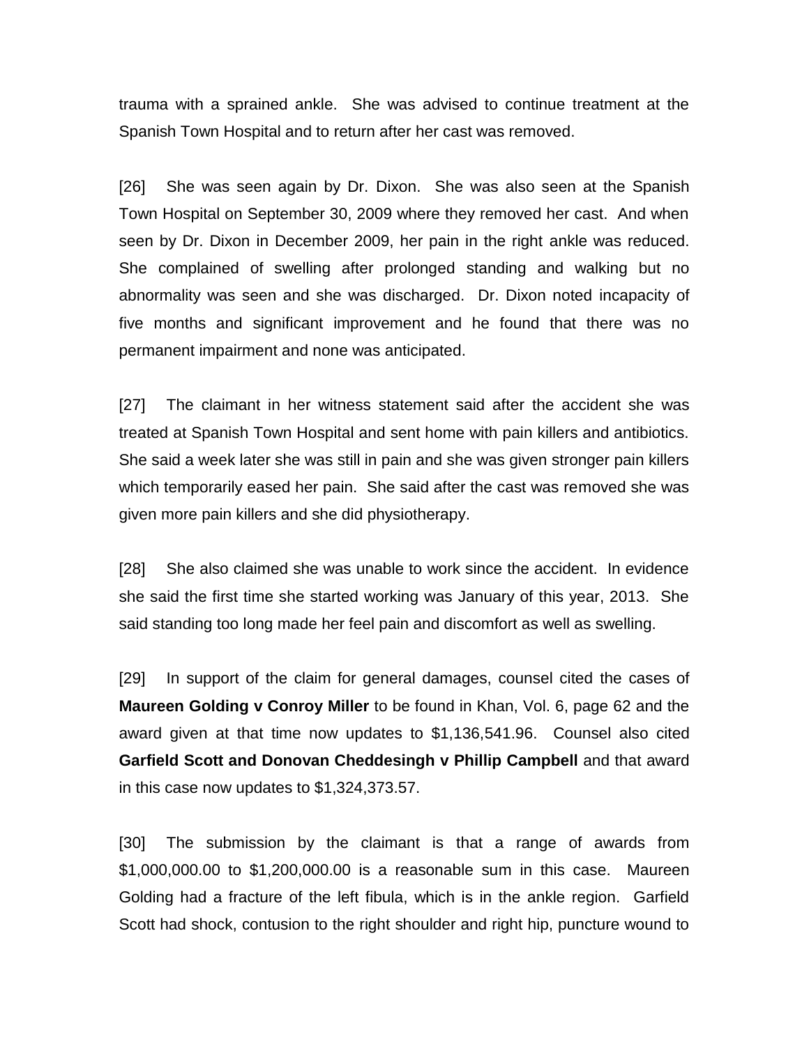trauma with a sprained ankle. She was advised to continue treatment at the Spanish Town Hospital and to return after her cast was removed.

[26] She was seen again by Dr. Dixon. She was also seen at the Spanish Town Hospital on September 30, 2009 where they removed her cast. And when seen by Dr. Dixon in December 2009, her pain in the right ankle was reduced. She complained of swelling after prolonged standing and walking but no abnormality was seen and she was discharged. Dr. Dixon noted incapacity of five months and significant improvement and he found that there was no permanent impairment and none was anticipated.

[27] The claimant in her witness statement said after the accident she was treated at Spanish Town Hospital and sent home with pain killers and antibiotics. She said a week later she was still in pain and she was given stronger pain killers which temporarily eased her pain. She said after the cast was removed she was given more pain killers and she did physiotherapy.

[28] She also claimed she was unable to work since the accident. In evidence she said the first time she started working was January of this year, 2013. She said standing too long made her feel pain and discomfort as well as swelling.

[29] In support of the claim for general damages, counsel cited the cases of **Maureen Golding v Conroy Miller** to be found in Khan, Vol. 6, page 62 and the award given at that time now updates to $1,136,541.96. Counsel also cited **Garfield Scott and Donovan Cheddesingh v Phillip Campbell** and that award in this case now updates to $1,324,373.57.

[30] The submission by the claimant is that a range of awards from $1,000,000.00 to $1,200,000.00 is a reasonable sum in this case. Maureen Golding had a fracture of the left fibula, which is in the ankle region. Garfield Scott had shock, contusion to the right shoulder and right hip, puncture wound to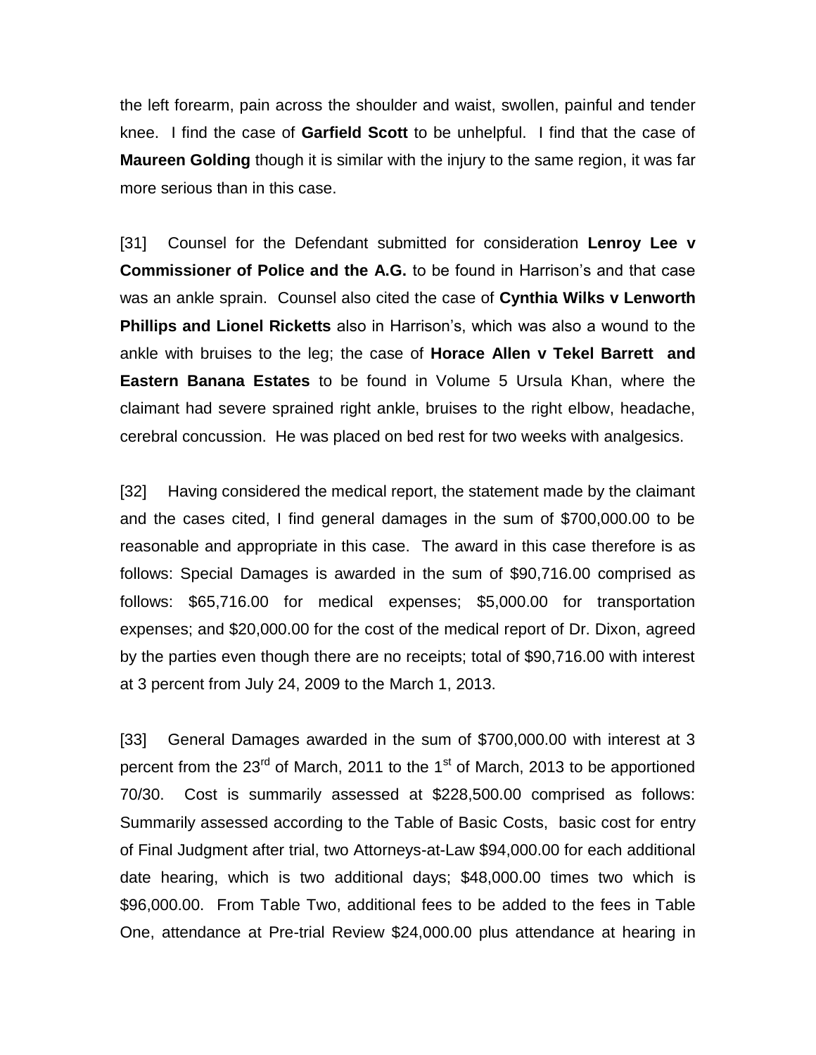the left forearm, pain across the shoulder and waist, swollen, painful and tender knee. I find the case of **Garfield Scott** to be unhelpful. I find that the case of **Maureen Golding** though it is similar with the injury to the same region, it was far more serious than in this case.

[31] Counsel for the Defendant submitted for consideration **Lenroy Lee v Commissioner of Police and the A.G.** to be found in Harrison's and that case was an ankle sprain. Counsel also cited the case of **Cynthia Wilks v Lenworth Phillips and Lionel Ricketts** also in Harrison's, which was also a wound to the ankle with bruises to the leg; the case of **Horace Allen v Tekel Barrett and Eastern Banana Estates** to be found in Volume 5 Ursula Khan, where the claimant had severe sprained right ankle, bruises to the right elbow, headache, cerebral concussion. He was placed on bed rest for two weeks with analgesics.

[32] Having considered the medical report, the statement made by the claimant and the cases cited, I find general damages in the sum of $700,000.00 to be reasonable and appropriate in this case. The award in this case therefore is as follows: Special Damages is awarded in the sum of $90,716.00 comprised as follows: $65,716.00 for medical expenses; $5,000.00 for transportation expenses; and $20,000.00 for the cost of the medical report of Dr. Dixon, agreed by the parties even though there are no receipts; total of $90,716.00 with interest at 3 percent from July 24, 2009 to the March 1, 2013.

[33] General Damages awarded in the sum of $700,000.00 with interest at 3 percent from the 23rd of March, 2011 to the 1st of March, 2013 to be apportioned 70/30. Cost is summarily assessed at $228,500.00 comprised as follows: Summarily assessed according to the Table of Basic Costs, basic cost for entry of Final Judgment after trial, two Attorneys-at-Law $94,000.00 for each additional date hearing, which is two additional days; $48,000.00 times two which is $96,000.00. From Table Two, additional fees to be added to the fees in Table One, attendance at Pre-trial Review $24,000.00 plus attendance at hearing in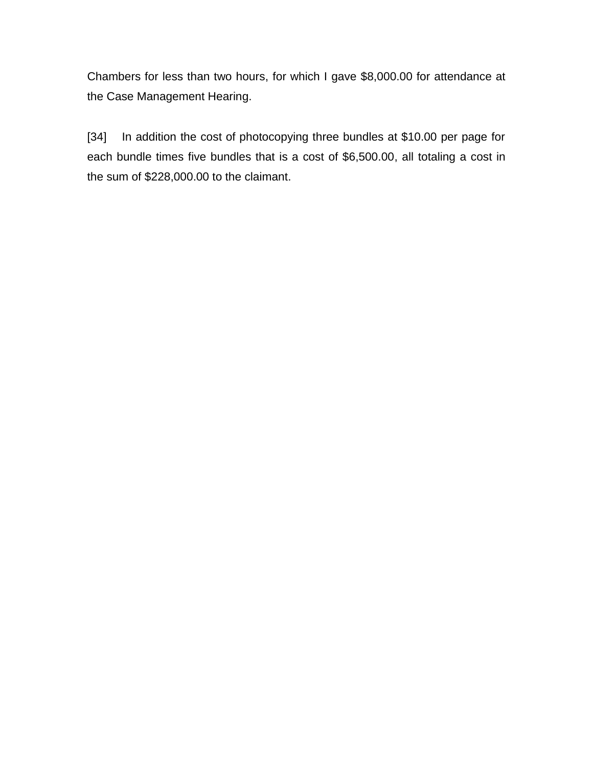Chambers for less than two hours, for which I gave $8,000.00 for attendance at the Case Management Hearing.

[34] In addition the cost of photocopying three bundles at $10.00 per page for each bundle times five bundles that is a cost of $6,500.00, all totaling a cost in the sum of $228,000.00 to the claimant.